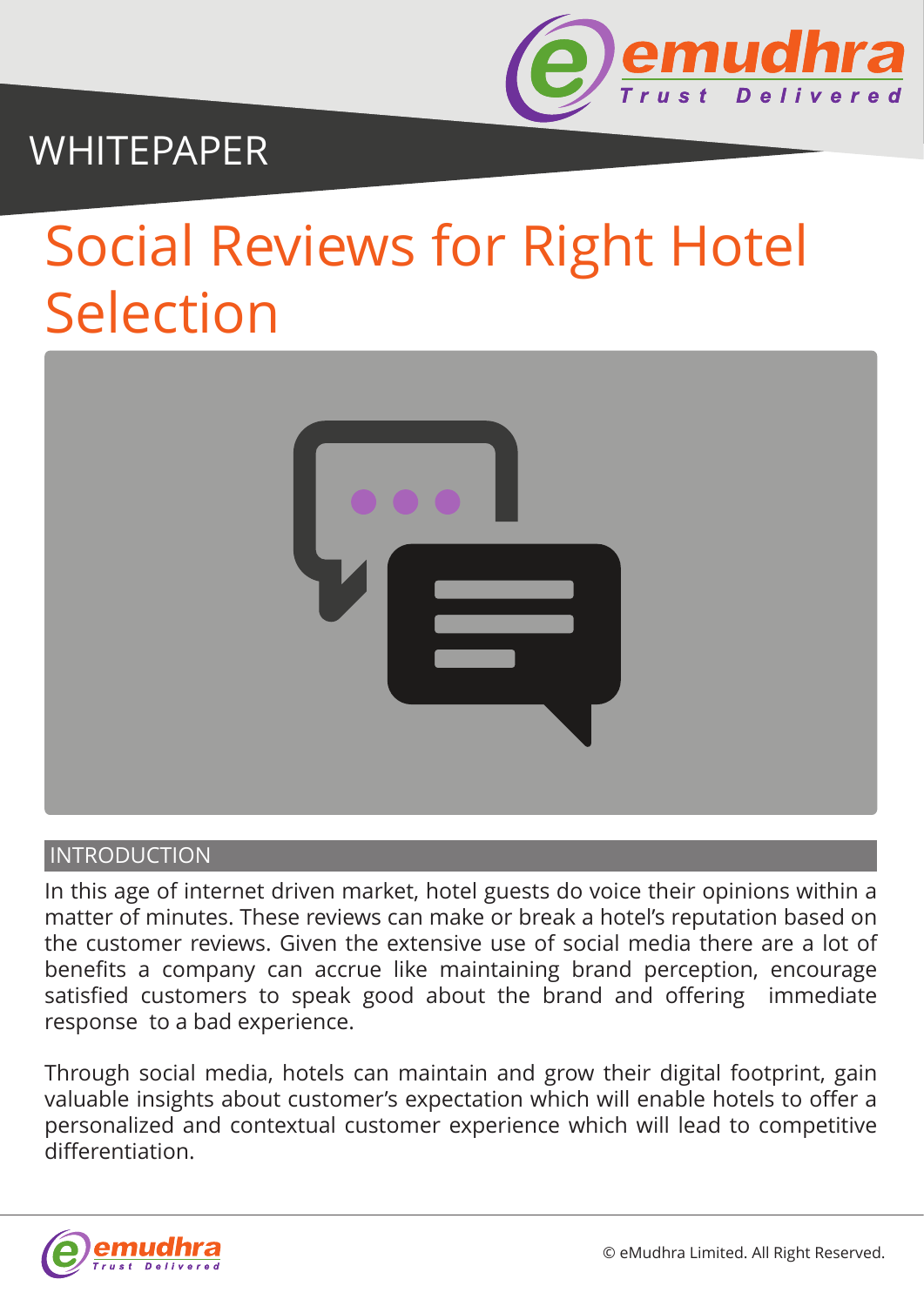WHITEPAPER

# Social Reviews for Right Hotel Selection

## INTRODUCTION

In this age of internet driven market, hotel guests do voice their opinions within a matter of minutes. These reviews can make or break a hotel's reputation based on the customer reviews. Given the extensive use of social media there are a lot of benefits a company can accrue like maintaining brand perception, encourage satisfied customers to speak good about the brand and offering immediate response to a bad experience.

Through social media, hotels can maintain and grow their digital footprint, gain valuable insights about customer's expectation which will enable hotels to offer a personalized and contextual customer experience which will lead to competitive differentiation.

© eMudhra Limited. All Right Reserved.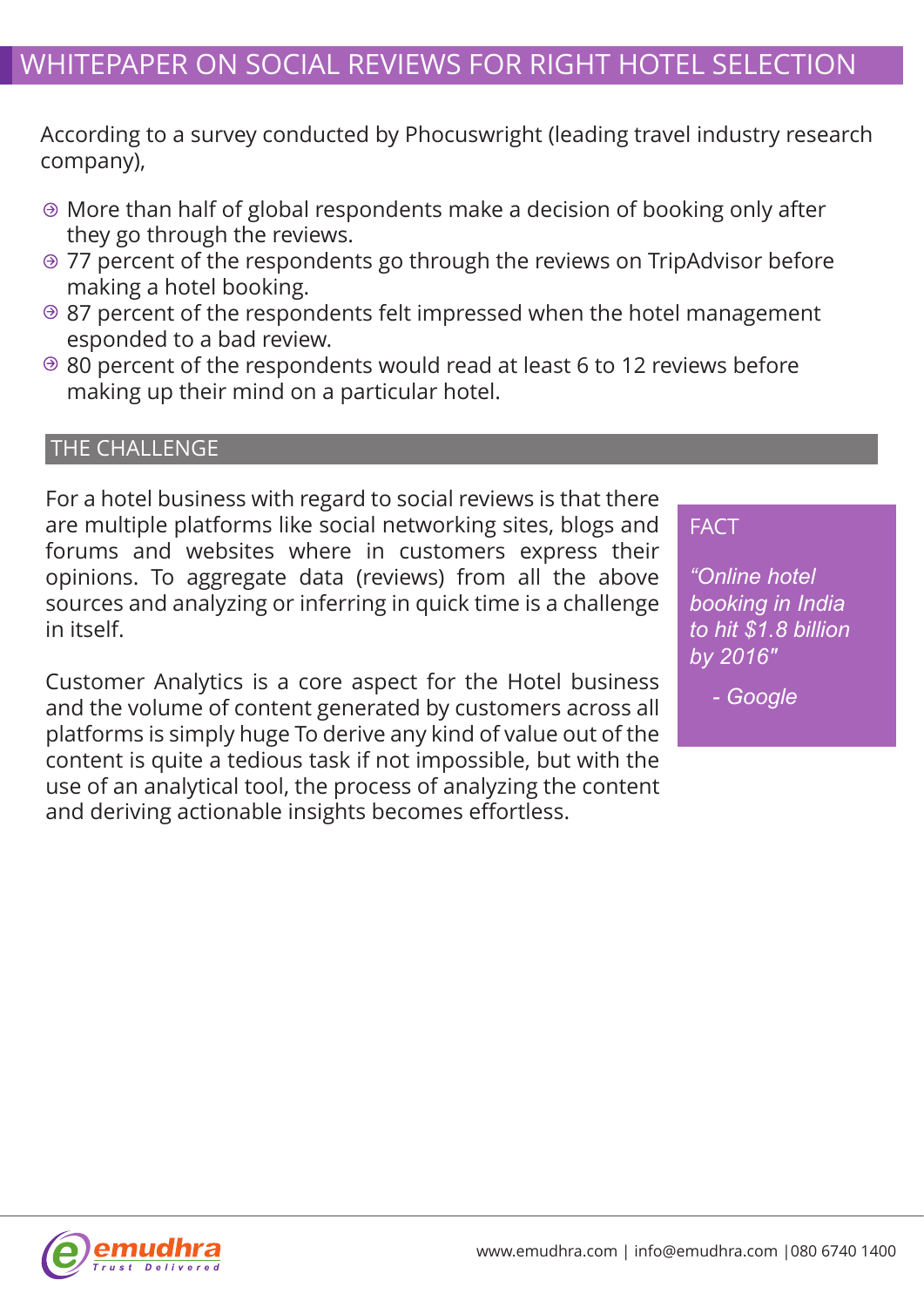# WHITEPAPER ON SOCIAL REVIEWS FOR RIGHT HOTEL SELECTION

According to a survey conducted by Phocuswright (leading travel industry research company),

- More than half of global respondents make a decision of booking only after they go through the reviews.
- 77 percent of the respondents go through the reviews on TripAdvisor before making a hotel booking.
- 87 percent of the respondents felt impressed when the hotel management esponded to a bad review.
- 80 percent of the respondents would read at least 6 to 12 reviews before making up their mind on a particular hotel.

## THE CHALLENGE

For a hotel business with regard to social reviews is that there are multiple platforms like social networking sites, blogs and forums and websites where in customers express their opinions. To aggregate data (reviews) from all the above sources and analyzing or inferring in quick time is a challenge in itself.

Customer Analytics is a core aspect for the Hotel business and the volume of content generated by customers across all platforms is simply huge To derive any kind of value out of the content is quite a tedious task if not impossible, but with the use of an analytical tool, the process of analyzing the content and deriving actionable insights becomes effortless.

**FACT**

*"Online hotel booking in India to hit $1.8 billion by 2016"*

*- Google*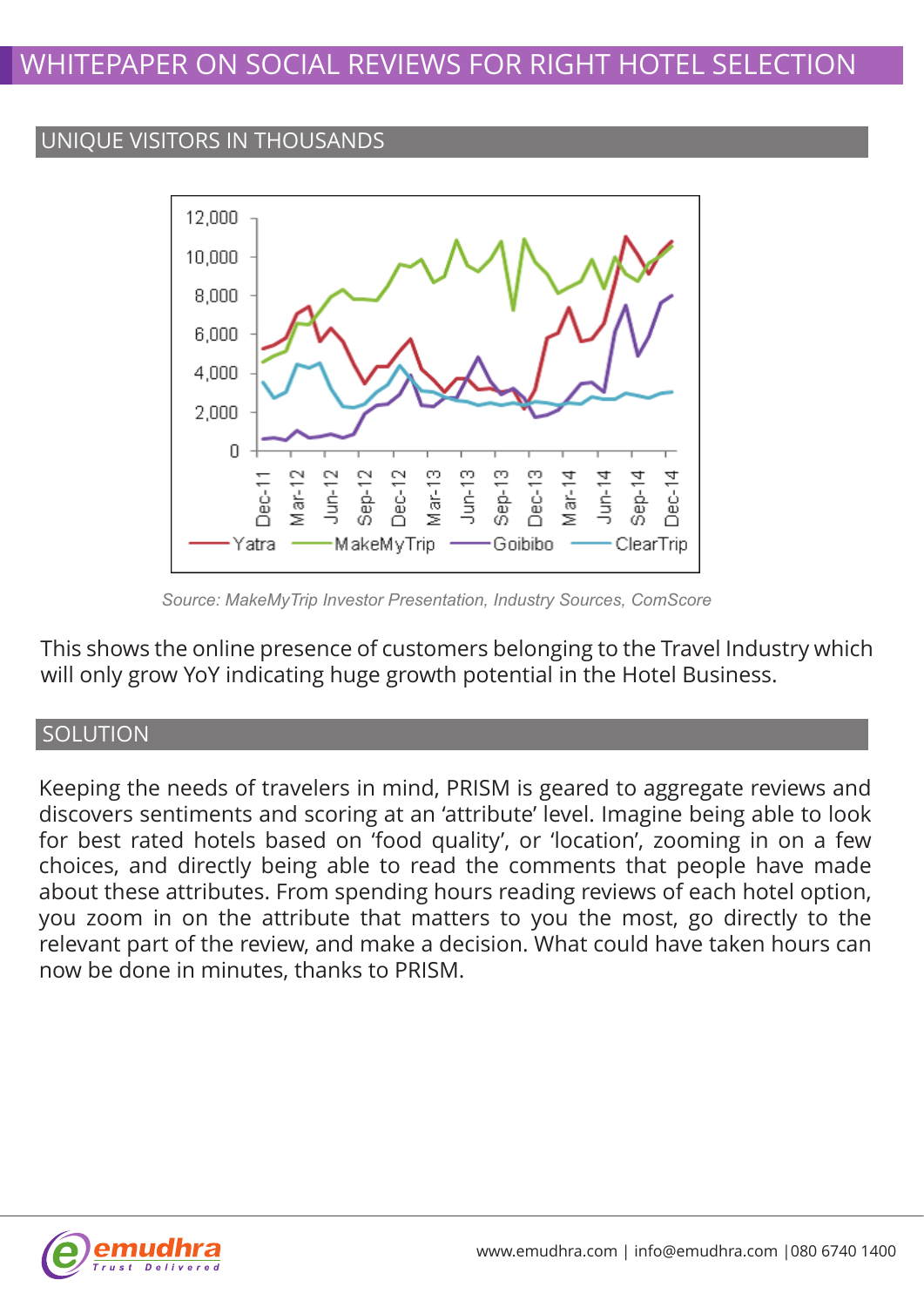# WHITEPAPER ON SOCIAL REVIEWS FOR RIGHT HOTEL SELECTION

## UNIQUE VISITORS IN THOUSANDS

*Source: MakeMyTrip Investor Presentation, Industry Sources, ComScore*

This shows the online presence of customers belonging to the Travel Industry which will only grow YoY indicating huge growth potential in the Hotel Business.

## SOLUTION

Keeping the needs of travelers in mind, PRISM is geared to aggregate reviews and discovers sentiments and scoring at an 'attribute' level. Imagine being able to look for best rated hotels based on 'food quality', or 'location', zooming in on a few choices, and directly being able to read the comments that people have made about these attributes. From spending hours reading reviews of each hotel option, you zoom in on the attribute that matters to you the most, go directly to the relevant part of the review, and make a decision. What could have taken hours can now be done in minutes, thanks to PRISM.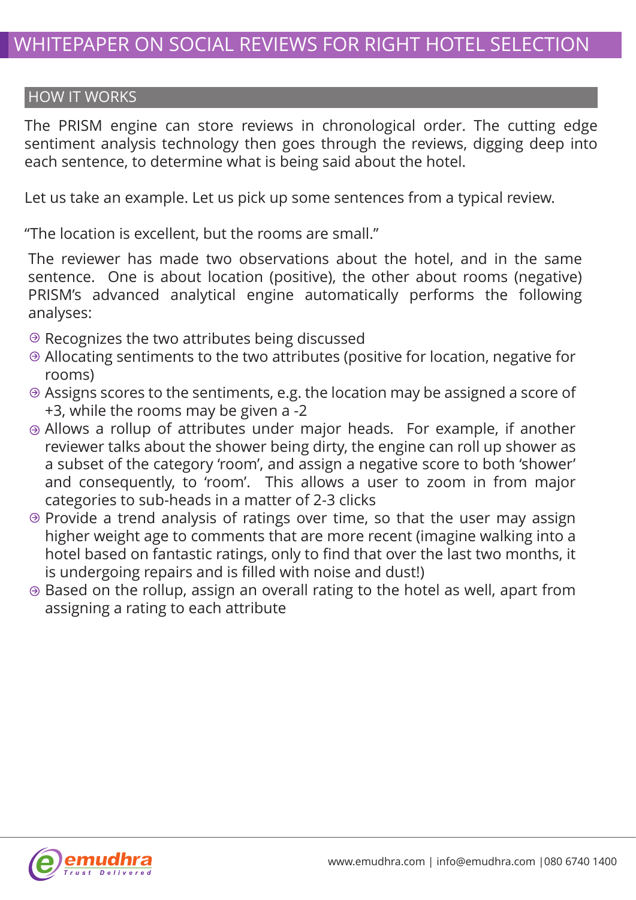## HOW IT WORKS

The PRISM engine can store reviews in chronological order. The cutting edge sentiment analysis technology then goes through the reviews, digging deep into each sentence, to determine what is being said about the hotel.

Let us take an example. Let us pick up some sentences from a typical review.

"The location is excellent, but the rooms are small."

The reviewer has made two observations about the hotel, and in the same sentence. One is about location (positive), the other about rooms (negative) PRISM's advanced analytical engine automatically performs the following analyses:

- Recognizes the two attributes being discussed
- Allocating sentiments to the two attributes (positive for location, negative for rooms)
- Assigns scores to the sentiments, e.g. the location may be assigned a score of +3, while the rooms may be given a -2
- Allows a rollup of attributes under major heads. For example, if another reviewer talks about the shower being dirty, the engine can roll up shower as a subset of the category 'room', and assign a negative score to both 'shower' and consequently, to 'room'. This allows a user to zoom in from major categories to sub-heads in a matter of 2-3 clicks
- Provide a trend analysis of ratings over time, so that the user may assign higher weight age to comments that are more recent (imagine walking into a hotel based on fantastic ratings, only to find that over the last two months, it is undergoing repairs and is filled with noise and dust!)
- Based on the rollup, assign an overall rating to the hotel as well, apart from assigning a rating to each attribute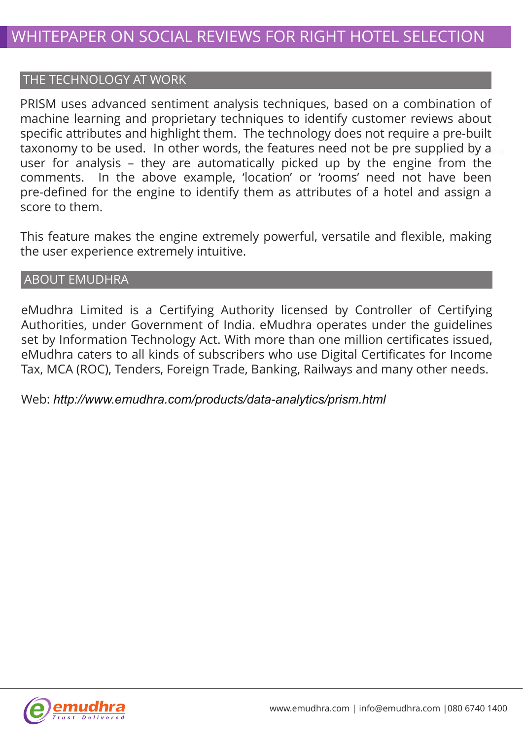## THE TECHNOLOGY AT WORK

PRISM uses advanced sentiment analysis techniques, based on a combination of machine learning and proprietary techniques to identify customer reviews about specific attributes and highlight them. The technology does not require a pre-built taxonomy to be used. In other words, the features need not be pre supplied by a user for analysis – they are automatically picked up by the engine from the comments. In the above example, 'location' or 'rooms' need not have been pre-defined for the engine to identify them as attributes of a hotel and assign a score to them.

This feature makes the engine extremely powerful, versatile and flexible, making the user experience extremely intuitive.

## ABOUT EMUDHRA

eMudhra Limited is a Certifying Authority licensed by Controller of Certifying Authorities, under Government of India. eMudhra operates under the guidelines set by Information Technology Act. With more than one million certificates issued, eMudhra caters to all kinds of subscribers who use Digital Certificates for Income Tax, MCA (ROC), Tenders, Foreign Trade, Banking, Railways and many other needs.

Web: *http://www.emudhra.com/products/data-analytics/prism.html*